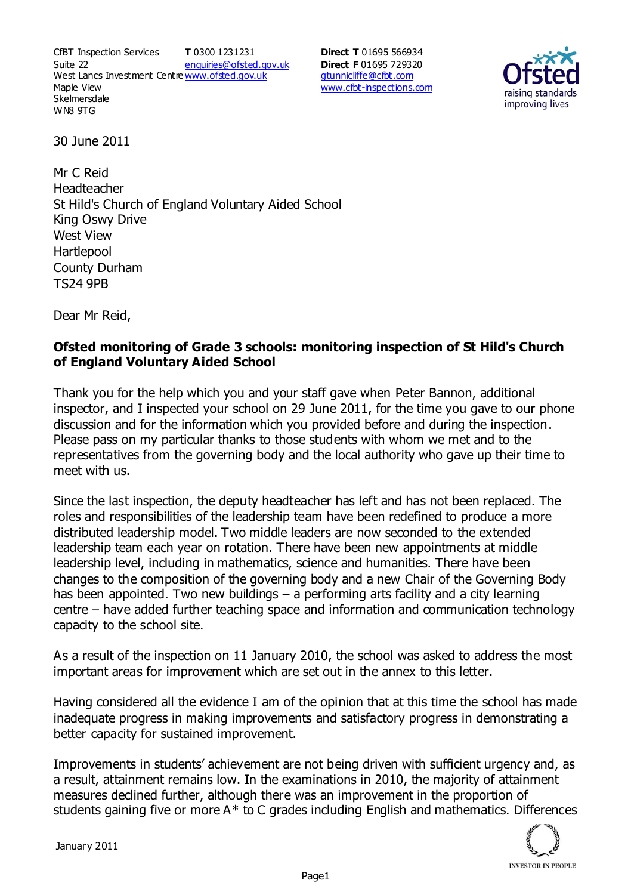CfBT Inspection Services
Suite 22
West Lancs Investment Centre
Maple View
Skelmersdale
WN8 9TG

**T** 0300 1231231
enquiries@ofsted.gov.uk
www.ofsted.gov.uk

**Direct T** 01695 566934
**Direct F** 01695 729320
gtunnicliffe@cfbt.com
www.cfbt-inspections.com

30 June 2011

Mr C Reid
Headteacher
St Hild's Church of England Voluntary Aided School
King Oswy Drive
West View
Hartlepool
County Durham
TS24 9PB

Dear Mr Reid,

**Ofsted monitoring of Grade 3 schools: monitoring inspection of St Hild's Church of England Voluntary Aided School**

Thank you for the help which you and your staff gave when Peter Bannon, additional inspector, and I inspected your school on 29 June 2011, for the time you gave to our phone discussion and for the information which you provided before and during the inspection. Please pass on my particular thanks to those students with whom we met and to the representatives from the governing body and the local authority who gave up their time to meet with us.

Since the last inspection, the deputy headteacher has left and has not been replaced. The roles and responsibilities of the leadership team have been redefined to produce a more distributed leadership model. Two middle leaders are now seconded to the extended leadership team each year on rotation. There have been new appointments at middle leadership level, including in mathematics, science and humanities. There have been changes to the composition of the governing body and a new Chair of the Governing Body has been appointed. Two new buildings – a performing arts facility and a city learning centre – have added further teaching space and information and communication technology capacity to the school site.

As a result of the inspection on 11 January 2010, the school was asked to address the most important areas for improvement which are set out in the annex to this letter.

Having considered all the evidence I am of the opinion that at this time the school has made inadequate progress in making improvements and satisfactory progress in demonstrating a better capacity for sustained improvement.

Improvements in students' achievement are not being driven with sufficient urgency and, as a result, attainment remains low. In the examinations in 2010, the majority of attainment measures declined further, although there was an improvement in the proportion of students gaining five or more A* to C grades including English and mathematics. Differences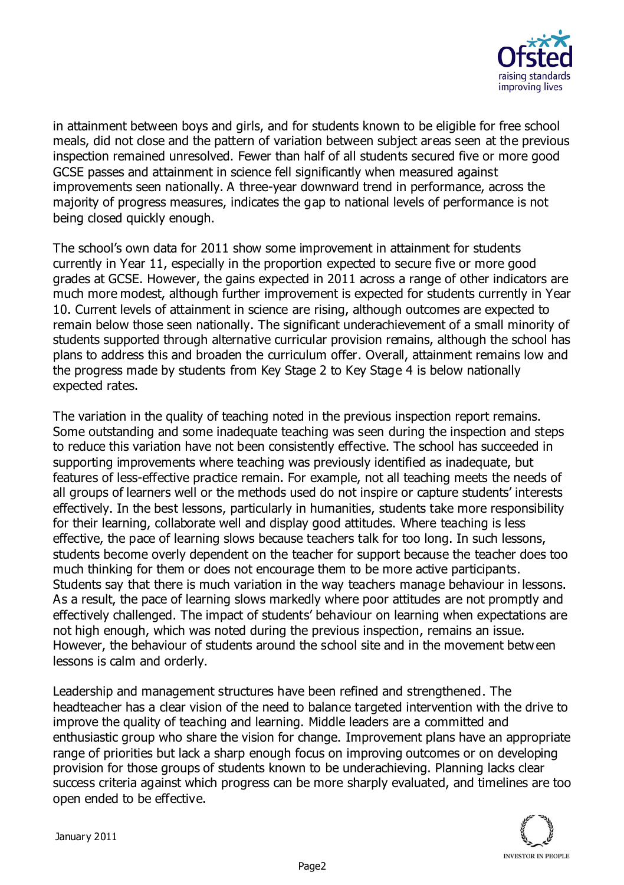in attainment between boys and girls, and for students known to be eligible for free school meals, did not close and the pattern of variation between subject areas seen at the previous inspection remained unresolved. Fewer than half of all students secured five or more good GCSE passes and attainment in science fell significantly when measured against improvements seen nationally. A three-year downward trend in performance, across the majority of progress measures, indicates the gap to national levels of performance is not being closed quickly enough.

The school's own data for 2011 show some improvement in attainment for students currently in Year 11, especially in the proportion expected to secure five or more good grades at GCSE. However, the gains expected in 2011 across a range of other indicators are much more modest, although further improvement is expected for students currently in Year 10. Current levels of attainment in science are rising, although outcomes are expected to remain below those seen nationally. The significant underachievement of a small minority of students supported through alternative curricular provision remains, although the school has plans to address this and broaden the curriculum offer. Overall, attainment remains low and the progress made by students from Key Stage 2 to Key Stage 4 is below nationally expected rates.

The variation in the quality of teaching noted in the previous inspection report remains. Some outstanding and some inadequate teaching was seen during the inspection and steps to reduce this variation have not been consistently effective. The school has succeeded in supporting improvements where teaching was previously identified as inadequate, but features of less-effective practice remain. For example, not all teaching meets the needs of all groups of learners well or the methods used do not inspire or capture students' interests effectively. In the best lessons, particularly in humanities, students take more responsibility for their learning, collaborate well and display good attitudes. Where teaching is less effective, the pace of learning slows because teachers talk for too long. In such lessons, students become overly dependent on the teacher for support because the teacher does too much thinking for them or does not encourage them to be more active participants. Students say that there is much variation in the way teachers manage behaviour in lessons. As a result, the pace of learning slows markedly where poor attitudes are not promptly and effectively challenged. The impact of students' behaviour on learning when expectations are not high enough, which was noted during the previous inspection, remains an issue. However, the behaviour of students around the school site and in the movement between lessons is calm and orderly.

Leadership and management structures have been refined and strengthened. The headteacher has a clear vision of the need to balance targeted intervention with the drive to improve the quality of teaching and learning. Middle leaders are a committed and enthusiastic group who share the vision for change. Improvement plans have an appropriate range of priorities but lack a sharp enough focus on improving outcomes or on developing provision for those groups of students known to be underachieving. Planning lacks clear success criteria against which progress can be more sharply evaluated, and timelines are too open ended to be effective.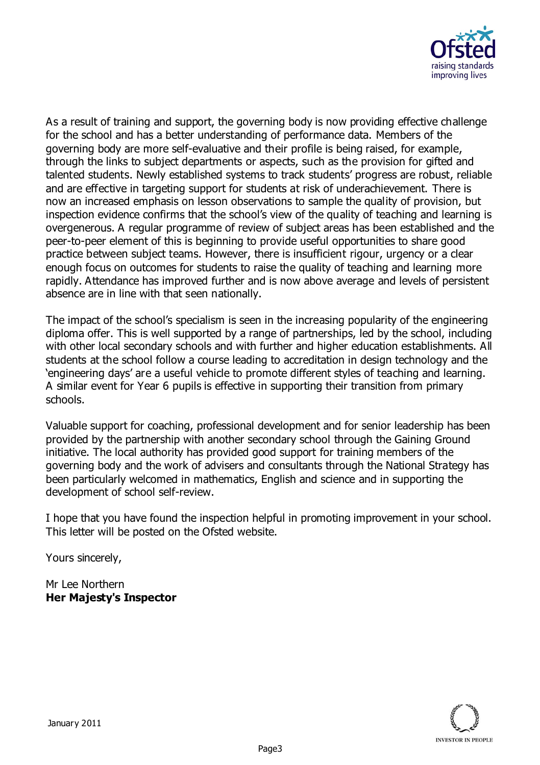As a result of training and support, the governing body is now providing effective challenge for the school and has a better understanding of performance data. Members of the governing body are more self-evaluative and their profile is being raised, for example, through the links to subject departments or aspects, such as the provision for gifted and talented students. Newly established systems to track students' progress are robust, reliable and are effective in targeting support for students at risk of underachievement. There is now an increased emphasis on lesson observations to sample the quality of provision, but inspection evidence confirms that the school's view of the quality of teaching and learning is overgenerous. A regular programme of review of subject areas has been established and the peer-to-peer element of this is beginning to provide useful opportunities to share good practice between subject teams. However, there is insufficient rigour, urgency or a clear enough focus on outcomes for students to raise the quality of teaching and learning more rapidly. Attendance has improved further and is now above average and levels of persistent absence are in line with that seen nationally.

The impact of the school's specialism is seen in the increasing popularity of the engineering diploma offer. This is well supported by a range of partnerships, led by the school, including with other local secondary schools and with further and higher education establishments. All students at the school follow a course leading to accreditation in design technology and the 'engineering days' are a useful vehicle to promote different styles of teaching and learning. A similar event for Year 6 pupils is effective in supporting their transition from primary schools.

Valuable support for coaching, professional development and for senior leadership has been provided by the partnership with another secondary school through the Gaining Ground initiative. The local authority has provided good support for training members of the governing body and the work of advisers and consultants through the National Strategy has been particularly welcomed in mathematics, English and science and in supporting the development of school self-review.

I hope that you have found the inspection helpful in promoting improvement in your school. This letter will be posted on the Ofsted website.

Yours sincerely,

Mr Lee Northern
**Her Majesty's Inspector**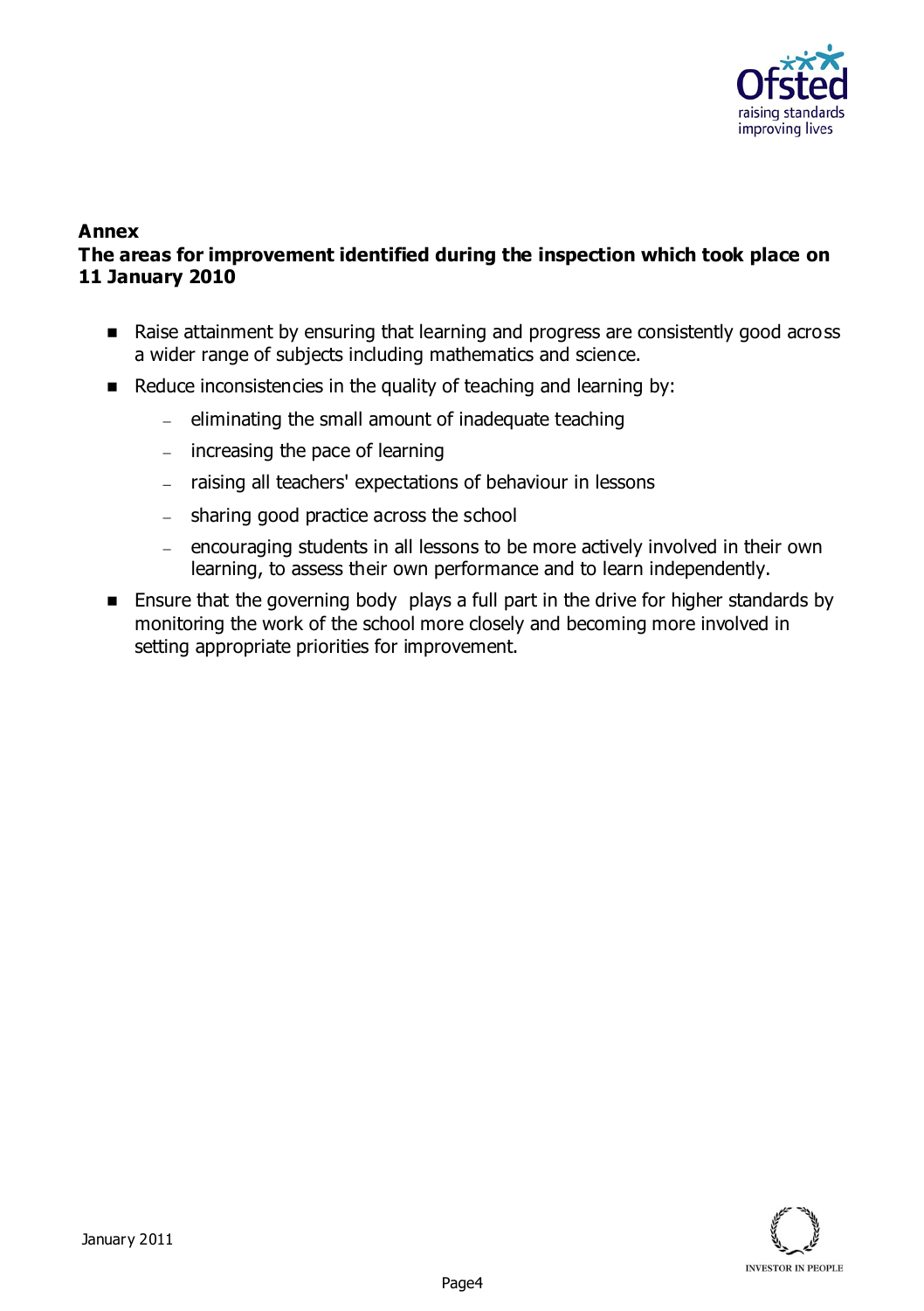**Annex**

**The areas for improvement identified during the inspection which took place on 11 January 2010**

- Raise attainment by ensuring that learning and progress are consistently good across a wider range of subjects including mathematics and science.
- Reduce inconsistencies in the quality of teaching and learning by:
  - eliminating the small amount of inadequate teaching
  - increasing the pace of learning
  - raising all teachers' expectations of behaviour in lessons
  - sharing good practice across the school
  - encouraging students in all lessons to be more actively involved in their own learning, to assess their own performance and to learn independently.
- Ensure that the governing body plays a full part in the drive for higher standards by monitoring the work of the school more closely and becoming more involved in setting appropriate priorities for improvement.